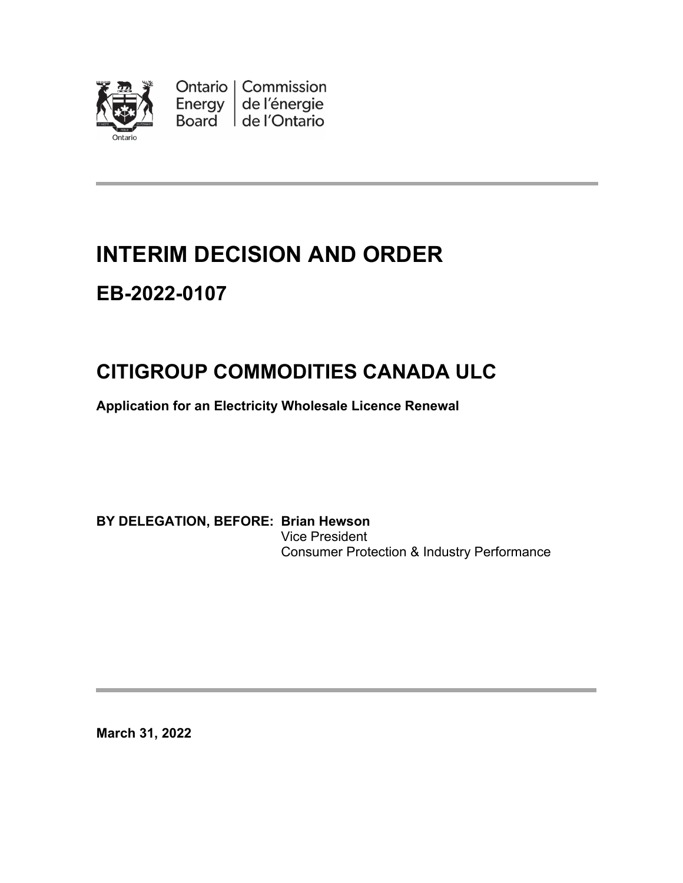Ontario Energy Board | Commission de l'énergie de l'Ontario

# INTERIM DECISION AND ORDER

## EB-2022-0107

# CITIGROUP COMMODITIES CANADA ULC

**Application for an Electricity Wholesale Licence Renewal**

**BY DELEGATION, BEFORE: Brian Hewson**
Vice President
Consumer Protection & Industry Performance

**March 31, 2022**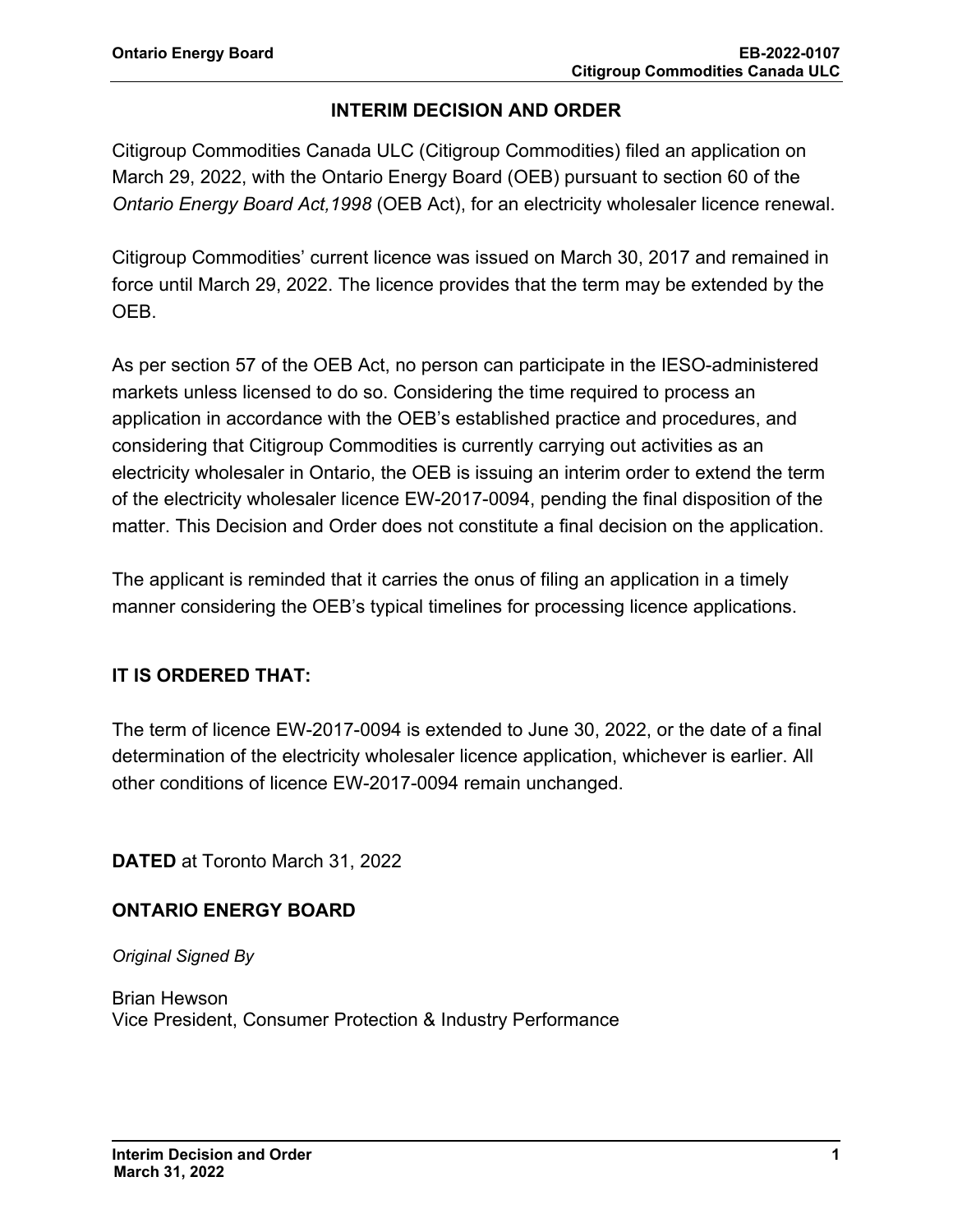## INTERIM DECISION AND ORDER

Citigroup Commodities Canada ULC (Citigroup Commodities) filed an application on March 29, 2022, with the Ontario Energy Board (OEB) pursuant to section 60 of the *Ontario Energy Board Act,1998* (OEB Act), for an electricity wholesaler licence renewal.

Citigroup Commodities' current licence was issued on March 30, 2017 and remained in force until March 29, 2022. The licence provides that the term may be extended by the OEB.

As per section 57 of the OEB Act, no person can participate in the IESO-administered markets unless licensed to do so. Considering the time required to process an application in accordance with the OEB's established practice and procedures, and considering that Citigroup Commodities is currently carrying out activities as an electricity wholesaler in Ontario, the OEB is issuing an interim order to extend the term of the electricity wholesaler licence EW-2017-0094, pending the final disposition of the matter. This Decision and Order does not constitute a final decision on the application.

The applicant is reminded that it carries the onus of filing an application in a timely manner considering the OEB's typical timelines for processing licence applications.

### IT IS ORDERED THAT:

The term of licence EW-2017-0094 is extended to June 30, 2022, or the date of a final determination of the electricity wholesaler licence application, whichever is earlier. All other conditions of licence EW-2017-0094 remain unchanged.

**DATED** at Toronto March 31, 2022

**ONTARIO ENERGY BOARD**

*Original Signed By*

Brian Hewson
Vice President, Consumer Protection & Industry Performance